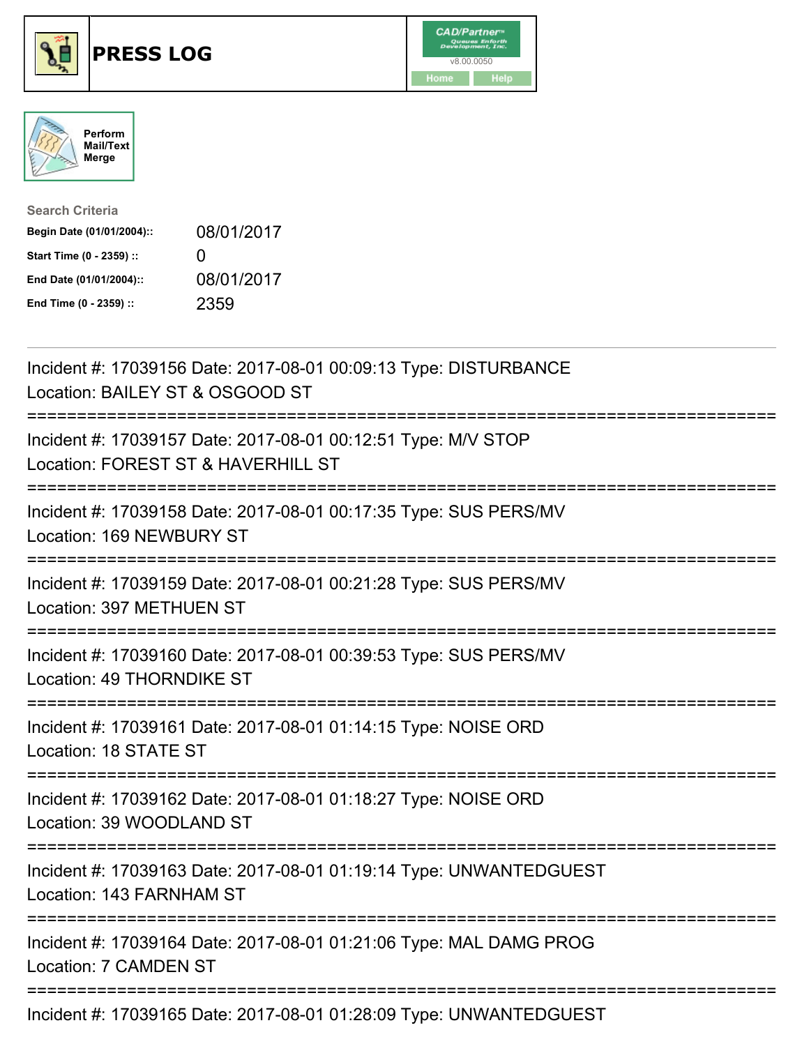# PRESS LOG

CAD/Partner
v8.00.0050
Home Help

Perform Mail/Text Merge

**Search Criteria**

| | |
|---|---|
| **Begin Date (01/01/2004)::** | 08/01/2017 |
| **Start Time (0 - 2359) ::** | 0 |
| **End Date (01/01/2004)::** | 08/01/2017 |
| **End Time (0 - 2359) ::** | 2359 |

---

Incident #: 17039156 Date: 2017-08-01 00:09:13 Type: DISTURBANCE
Location: BAILEY ST & OSGOOD ST

===========================================================================

Incident #: 17039157 Date: 2017-08-01 00:12:51 Type: M/V STOP
Location: FOREST ST & HAVERHILL ST

===========================================================================

Incident #: 17039158 Date: 2017-08-01 00:17:35 Type: SUS PERS/MV
Location: 169 NEWBURY ST

===========================================================================

Incident #: 17039159 Date: 2017-08-01 00:21:28 Type: SUS PERS/MV
Location: 397 METHUEN ST

===========================================================================

Incident #: 17039160 Date: 2017-08-01 00:39:53 Type: SUS PERS/MV
Location: 49 THORNDIKE ST

===========================================================================

Incident #: 17039161 Date: 2017-08-01 01:14:15 Type: NOISE ORD
Location: 18 STATE ST

===========================================================================

Incident #: 17039162 Date: 2017-08-01 01:18:27 Type: NOISE ORD
Location: 39 WOODLAND ST

===========================================================================

Incident #: 17039163 Date: 2017-08-01 01:19:14 Type: UNWANTEDGUEST
Location: 143 FARNHAM ST

===========================================================================

Incident #: 17039164 Date: 2017-08-01 01:21:06 Type: MAL DAMG PROG
Location: 7 CAMDEN ST

===========================================================================

Incident #: 17039165 Date: 2017-08-01 01:28:09 Type: UNWANTEDGUEST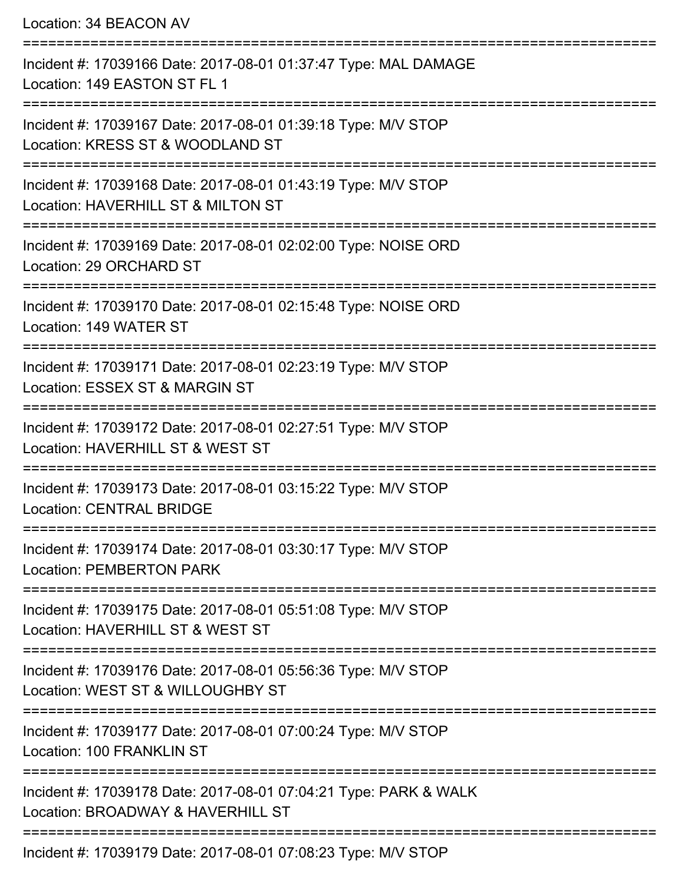Location: 34 BEACON AV

===========================================================================

Incident #: 17039166 Date: 2017-08-01 01:37:47 Type: MAL DAMAGE
Location: 149 EASTON ST FL 1

===========================================================================

Incident #: 17039167 Date: 2017-08-01 01:39:18 Type: M/V STOP
Location: KRESS ST & WOODLAND ST

===========================================================================

Incident #: 17039168 Date: 2017-08-01 01:43:19 Type: M/V STOP
Location: HAVERHILL ST & MILTON ST

===========================================================================

Incident #: 17039169 Date: 2017-08-01 02:02:00 Type: NOISE ORD
Location: 29 ORCHARD ST

===========================================================================

Incident #: 17039170 Date: 2017-08-01 02:15:48 Type: NOISE ORD
Location: 149 WATER ST

===========================================================================

Incident #: 17039171 Date: 2017-08-01 02:23:19 Type: M/V STOP
Location: ESSEX ST & MARGIN ST

===========================================================================

Incident #: 17039172 Date: 2017-08-01 02:27:51 Type: M/V STOP
Location: HAVERHILL ST & WEST ST

===========================================================================

Incident #: 17039173 Date: 2017-08-01 03:15:22 Type: M/V STOP
Location: CENTRAL BRIDGE

===========================================================================

Incident #: 17039174 Date: 2017-08-01 03:30:17 Type: M/V STOP
Location: PEMBERTON PARK

===========================================================================

Incident #: 17039175 Date: 2017-08-01 05:51:08 Type: M/V STOP
Location: HAVERHILL ST & WEST ST

===========================================================================

Incident #: 17039176 Date: 2017-08-01 05:56:36 Type: M/V STOP
Location: WEST ST & WILLOUGHBY ST

===========================================================================

Incident #: 17039177 Date: 2017-08-01 07:00:24 Type: M/V STOP
Location: 100 FRANKLIN ST

===========================================================================

Incident #: 17039178 Date: 2017-08-01 07:04:21 Type: PARK & WALK
Location: BROADWAY & HAVERHILL ST

===========================================================================

Incident #: 17039179 Date: 2017-08-01 07:08:23 Type: M/V STOP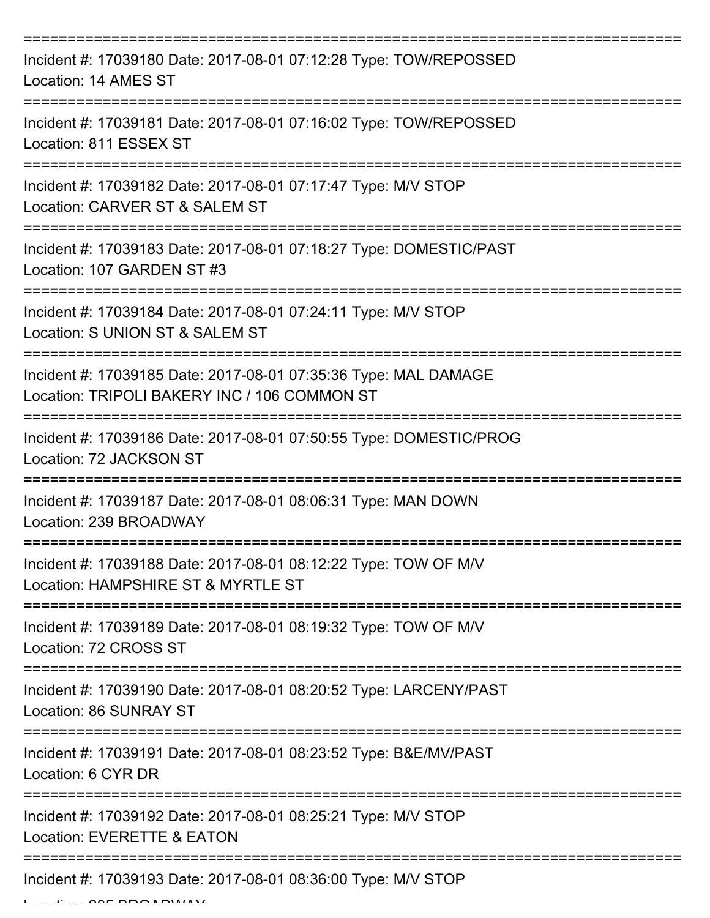Incident #: 17039180 Date: 2017-08-01 07:12:28 Type: TOW/REPOSSED
Location: 14 AMES ST

Incident #: 17039181 Date: 2017-08-01 07:16:02 Type: TOW/REPOSSED
Location: 811 ESSEX ST

Incident #: 17039182 Date: 2017-08-01 07:17:47 Type: M/V STOP
Location: CARVER ST & SALEM ST

Incident #: 17039183 Date: 2017-08-01 07:18:27 Type: DOMESTIC/PAST
Location: 107 GARDEN ST #3

Incident #: 17039184 Date: 2017-08-01 07:24:11 Type: M/V STOP
Location: S UNION ST & SALEM ST

Incident #: 17039185 Date: 2017-08-01 07:35:36 Type: MAL DAMAGE
Location: TRIPOLI BAKERY INC / 106 COMMON ST

Incident #: 17039186 Date: 2017-08-01 07:50:55 Type: DOMESTIC/PROG
Location: 72 JACKSON ST

Incident #: 17039187 Date: 2017-08-01 08:06:31 Type: MAN DOWN
Location: 239 BROADWAY

Incident #: 17039188 Date: 2017-08-01 08:12:22 Type: TOW OF M/V
Location: HAMPSHIRE ST & MYRTLE ST

Incident #: 17039189 Date: 2017-08-01 08:19:32 Type: TOW OF M/V
Location: 72 CROSS ST

Incident #: 17039190 Date: 2017-08-01 08:20:52 Type: LARCENY/PAST
Location: 86 SUNRAY ST

Incident #: 17039191 Date: 2017-08-01 08:23:52 Type: B&E/MV/PAST
Location: 6 CYR DR

Incident #: 17039192 Date: 2017-08-01 08:25:21 Type: M/V STOP
Location: EVERETTE & EATON

Incident #: 17039193 Date: 2017-08-01 08:36:00 Type: M/V STOP
Location: 205 BROADWAY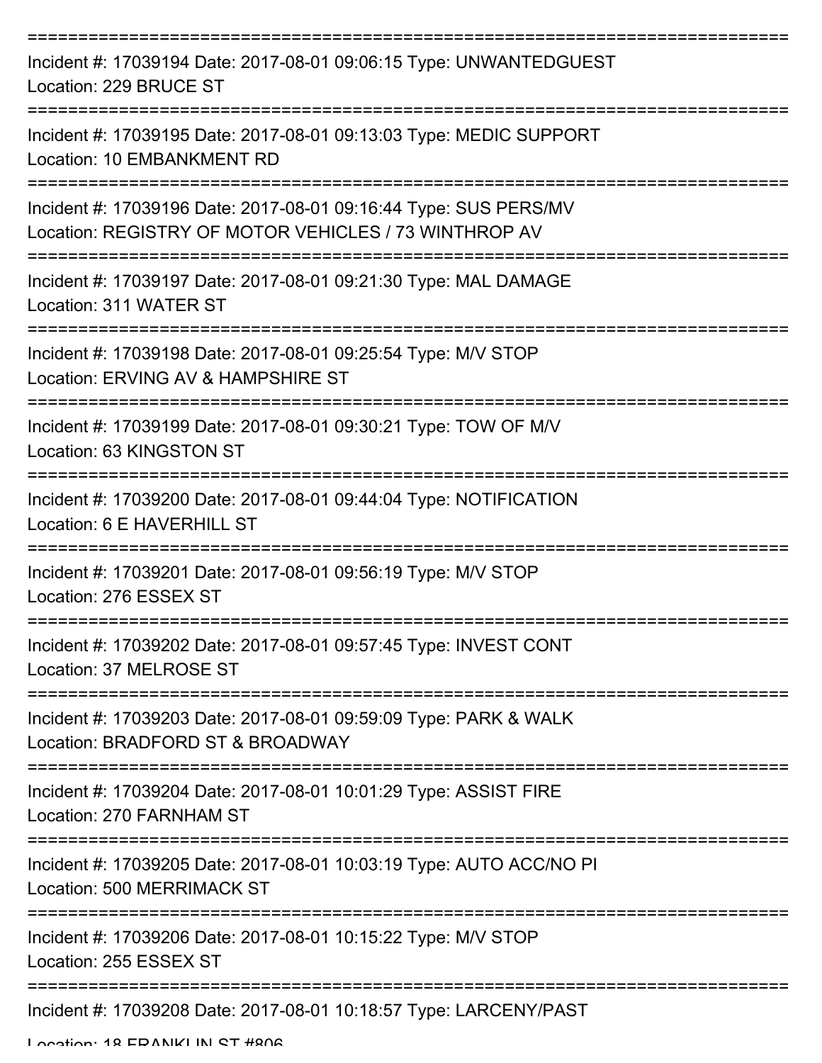===========================================================================

Incident #: 17039194 Date: 2017-08-01 09:06:15 Type: UNWANTEDGUEST
Location: 229 BRUCE ST

===========================================================================

Incident #: 17039195 Date: 2017-08-01 09:13:03 Type: MEDIC SUPPORT
Location: 10 EMBANKMENT RD

===========================================================================

Incident #: 17039196 Date: 2017-08-01 09:16:44 Type: SUS PERS/MV
Location: REGISTRY OF MOTOR VEHICLES / 73 WINTHROP AV

===========================================================================

Incident #: 17039197 Date: 2017-08-01 09:21:30 Type: MAL DAMAGE
Location: 311 WATER ST

===========================================================================

Incident #: 17039198 Date: 2017-08-01 09:25:54 Type: M/V STOP
Location: ERVING AV & HAMPSHIRE ST

===========================================================================

Incident #: 17039199 Date: 2017-08-01 09:30:21 Type: TOW OF M/V
Location: 63 KINGSTON ST

===========================================================================

Incident #: 17039200 Date: 2017-08-01 09:44:04 Type: NOTIFICATION
Location: 6 E HAVERHILL ST

===========================================================================

Incident #: 17039201 Date: 2017-08-01 09:56:19 Type: M/V STOP
Location: 276 ESSEX ST

===========================================================================

Incident #: 17039202 Date: 2017-08-01 09:57:45 Type: INVEST CONT
Location: 37 MELROSE ST

===========================================================================

Incident #: 17039203 Date: 2017-08-01 09:59:09 Type: PARK & WALK
Location: BRADFORD ST & BROADWAY

===========================================================================

Incident #: 17039204 Date: 2017-08-01 10:01:29 Type: ASSIST FIRE
Location: 270 FARNHAM ST

===========================================================================

Incident #: 17039205 Date: 2017-08-01 10:03:19 Type: AUTO ACC/NO PI
Location: 500 MERRIMACK ST

===========================================================================

Incident #: 17039206 Date: 2017-08-01 10:15:22 Type: M/V STOP
Location: 255 ESSEX ST

===========================================================================

Incident #: 17039208 Date: 2017-08-01 10:18:57 Type: LARCENY/PAST
Location: 18 FRANKLIN ST #806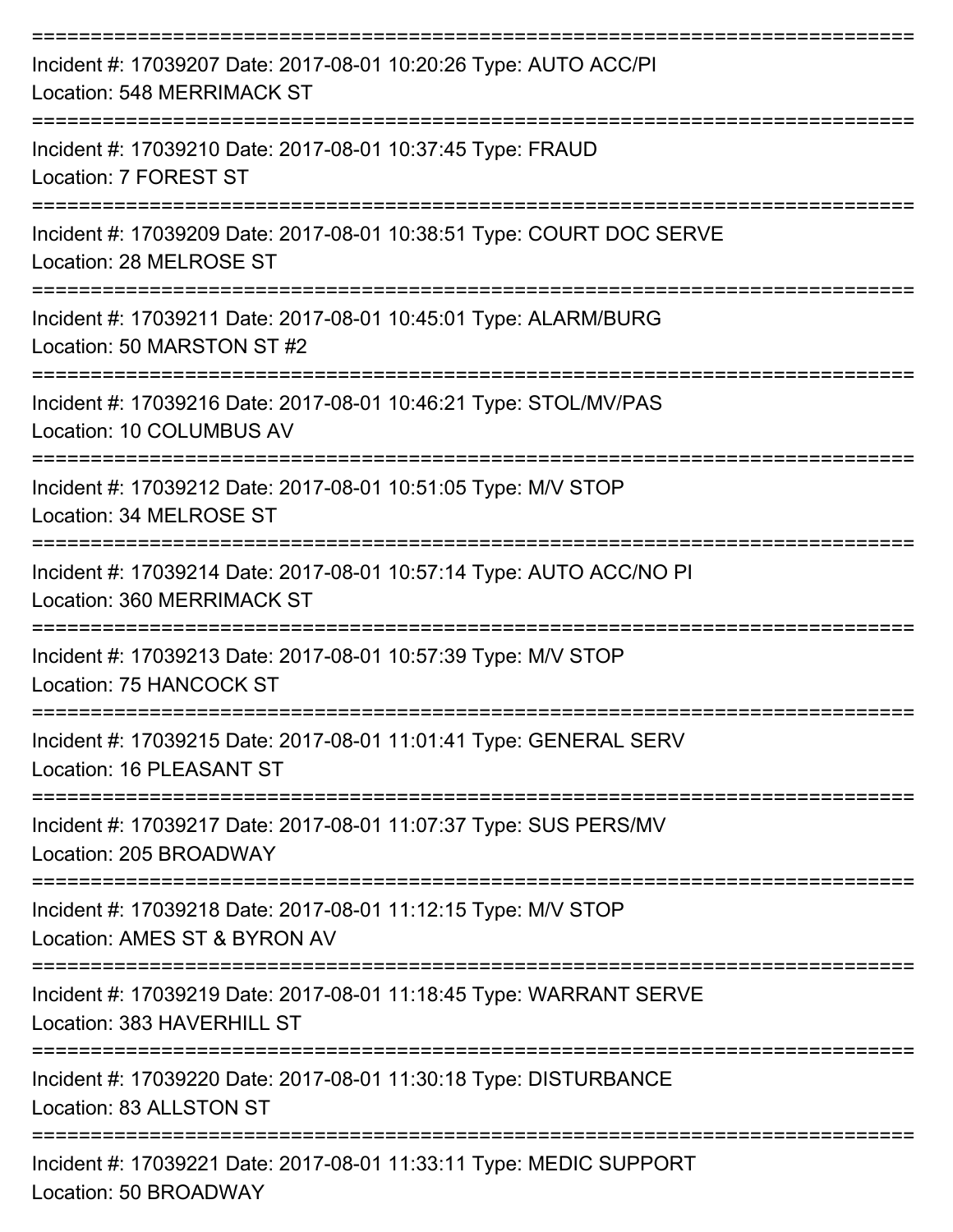===========================================================================

Incident #: 17039207 Date: 2017-08-01 10:20:26 Type: AUTO ACC/PI
Location: 548 MERRIMACK ST

===========================================================================

Incident #: 17039210 Date: 2017-08-01 10:37:45 Type: FRAUD
Location: 7 FOREST ST

===========================================================================

Incident #: 17039209 Date: 2017-08-01 10:38:51 Type: COURT DOC SERVE
Location: 28 MELROSE ST

===========================================================================

Incident #: 17039211 Date: 2017-08-01 10:45:01 Type: ALARM/BURG
Location: 50 MARSTON ST #2

===========================================================================

Incident #: 17039216 Date: 2017-08-01 10:46:21 Type: STOL/MV/PAS
Location: 10 COLUMBUS AV

===========================================================================

Incident #: 17039212 Date: 2017-08-01 10:51:05 Type: M/V STOP
Location: 34 MELROSE ST

===========================================================================

Incident #: 17039214 Date: 2017-08-01 10:57:14 Type: AUTO ACC/NO PI
Location: 360 MERRIMACK ST

===========================================================================

Incident #: 17039213 Date: 2017-08-01 10:57:39 Type: M/V STOP
Location: 75 HANCOCK ST

===========================================================================

Incident #: 17039215 Date: 2017-08-01 11:01:41 Type: GENERAL SERV
Location: 16 PLEASANT ST

===========================================================================

Incident #: 17039217 Date: 2017-08-01 11:07:37 Type: SUS PERS/MV
Location: 205 BROADWAY

===========================================================================

Incident #: 17039218 Date: 2017-08-01 11:12:15 Type: M/V STOP
Location: AMES ST & BYRON AV

===========================================================================

Incident #: 17039219 Date: 2017-08-01 11:18:45 Type: WARRANT SERVE
Location: 383 HAVERHILL ST

===========================================================================

Incident #: 17039220 Date: 2017-08-01 11:30:18 Type: DISTURBANCE
Location: 83 ALLSTON ST

===========================================================================

Incident #: 17039221 Date: 2017-08-01 11:33:11 Type: MEDIC SUPPORT
Location: 50 BROADWAY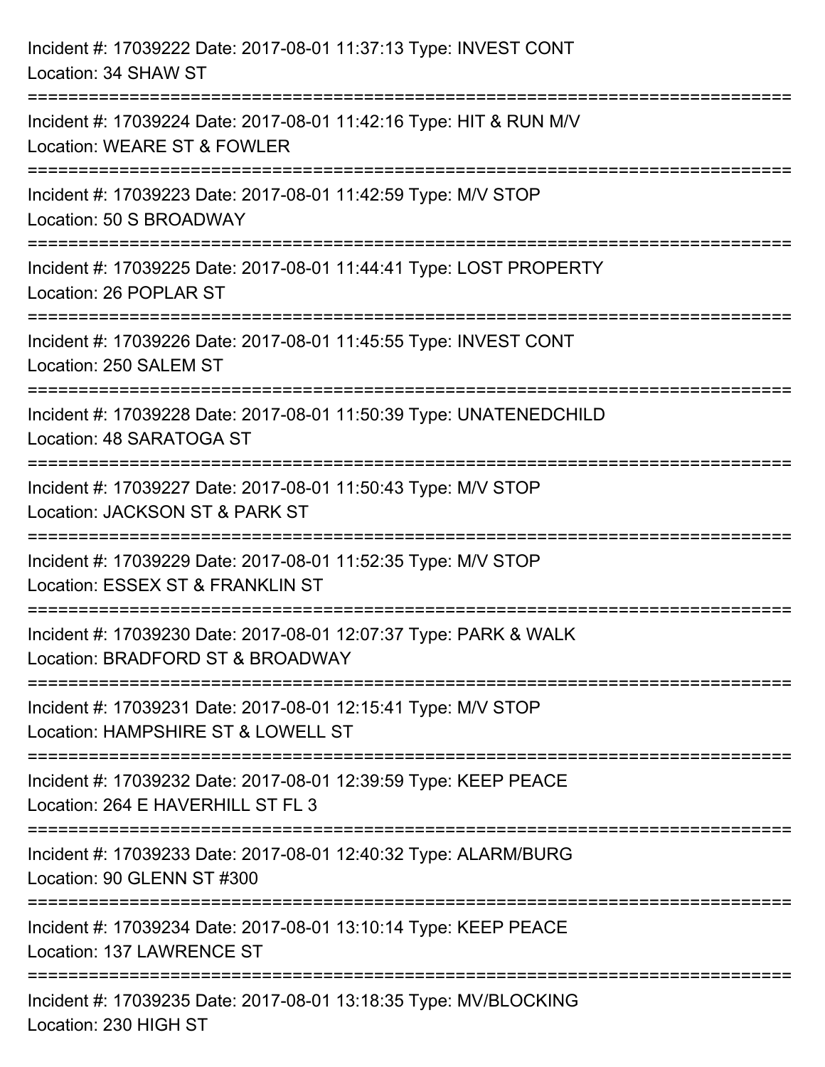Incident #: 17039222 Date: 2017-08-01 11:37:13 Type: INVEST CONT
Location: 34 SHAW ST

===========================================================================

Incident #: 17039224 Date: 2017-08-01 11:42:16 Type: HIT & RUN M/V
Location: WEARE ST & FOWLER

===========================================================================

Incident #: 17039223 Date: 2017-08-01 11:42:59 Type: M/V STOP
Location: 50 S BROADWAY

===========================================================================

Incident #: 17039225 Date: 2017-08-01 11:44:41 Type: LOST PROPERTY
Location: 26 POPLAR ST

===========================================================================

Incident #: 17039226 Date: 2017-08-01 11:45:55 Type: INVEST CONT
Location: 250 SALEM ST

===========================================================================

Incident #: 17039228 Date: 2017-08-01 11:50:39 Type: UNATENEDCHILD
Location: 48 SARATOGA ST

===========================================================================

Incident #: 17039227 Date: 2017-08-01 11:50:43 Type: M/V STOP
Location: JACKSON ST & PARK ST

===========================================================================

Incident #: 17039229 Date: 2017-08-01 11:52:35 Type: M/V STOP
Location: ESSEX ST & FRANKLIN ST

===========================================================================

Incident #: 17039230 Date: 2017-08-01 12:07:37 Type: PARK & WALK
Location: BRADFORD ST & BROADWAY

===========================================================================

Incident #: 17039231 Date: 2017-08-01 12:15:41 Type: M/V STOP
Location: HAMPSHIRE ST & LOWELL ST

===========================================================================

Incident #: 17039232 Date: 2017-08-01 12:39:59 Type: KEEP PEACE
Location: 264 E HAVERHILL ST FL 3

===========================================================================

Incident #: 17039233 Date: 2017-08-01 12:40:32 Type: ALARM/BURG
Location: 90 GLENN ST #300

===========================================================================

Incident #: 17039234 Date: 2017-08-01 13:10:14 Type: KEEP PEACE
Location: 137 LAWRENCE ST

===========================================================================

Incident #: 17039235 Date: 2017-08-01 13:18:35 Type: MV/BLOCKING
Location: 230 HIGH ST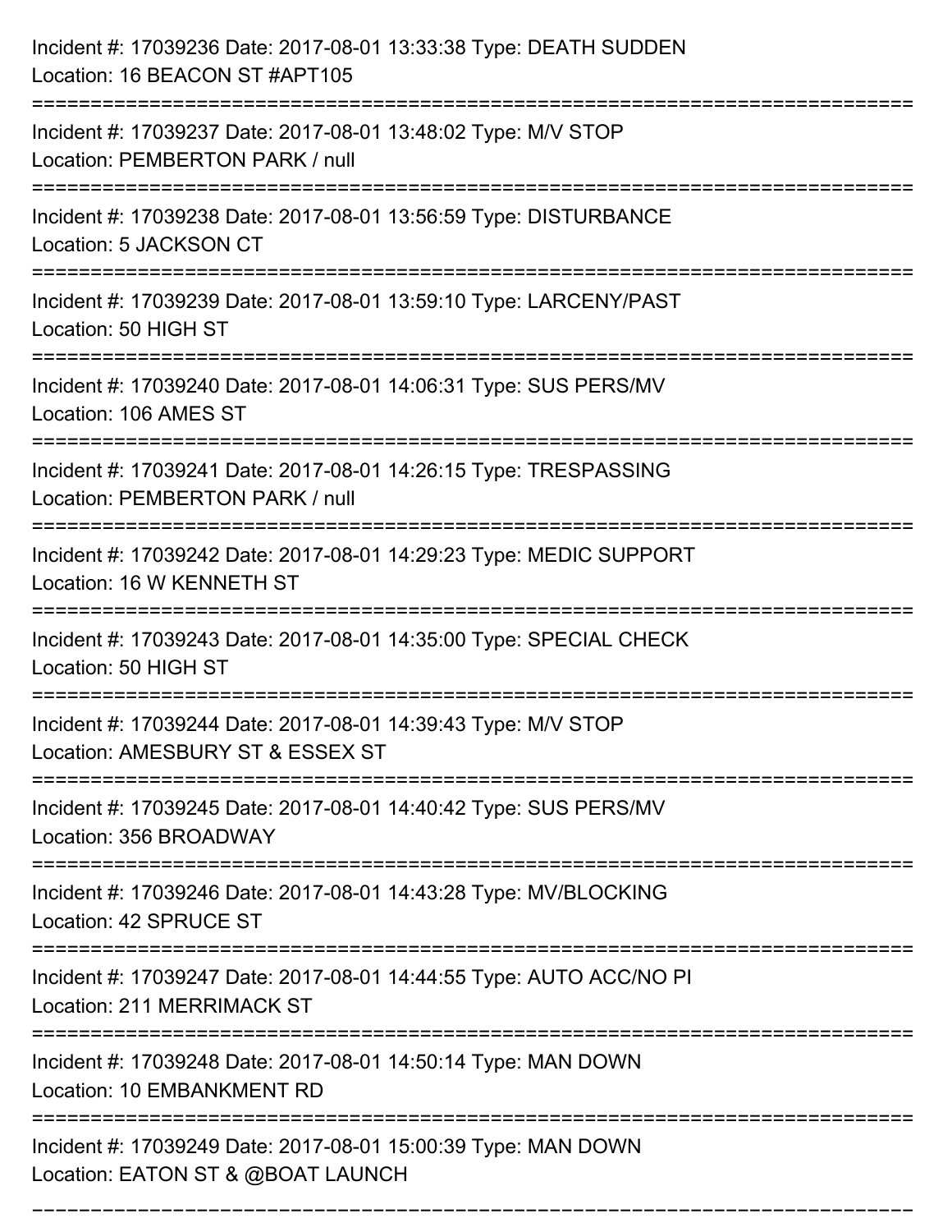Incident #: 17039236 Date: 2017-08-01 13:33:38 Type: DEATH SUDDEN
Location: 16 BEACON ST #APT105

===========================================================================

Incident #: 17039237 Date: 2017-08-01 13:48:02 Type: M/V STOP
Location: PEMBERTON PARK / null

===========================================================================

Incident #: 17039238 Date: 2017-08-01 13:56:59 Type: DISTURBANCE
Location: 5 JACKSON CT

===========================================================================

Incident #: 17039239 Date: 2017-08-01 13:59:10 Type: LARCENY/PAST
Location: 50 HIGH ST

===========================================================================

Incident #: 17039240 Date: 2017-08-01 14:06:31 Type: SUS PERS/MV
Location: 106 AMES ST

===========================================================================

Incident #: 17039241 Date: 2017-08-01 14:26:15 Type: TRESPASSING
Location: PEMBERTON PARK / null

===========================================================================

Incident #: 17039242 Date: 2017-08-01 14:29:23 Type: MEDIC SUPPORT
Location: 16 W KENNETH ST

===========================================================================

Incident #: 17039243 Date: 2017-08-01 14:35:00 Type: SPECIAL CHECK
Location: 50 HIGH ST

===========================================================================

Incident #: 17039244 Date: 2017-08-01 14:39:43 Type: M/V STOP
Location: AMESBURY ST & ESSEX ST

===========================================================================

Incident #: 17039245 Date: 2017-08-01 14:40:42 Type: SUS PERS/MV
Location: 356 BROADWAY

===========================================================================

Incident #: 17039246 Date: 2017-08-01 14:43:28 Type: MV/BLOCKING
Location: 42 SPRUCE ST

===========================================================================

Incident #: 17039247 Date: 2017-08-01 14:44:55 Type: AUTO ACC/NO PI
Location: 211 MERRIMACK ST

===========================================================================

Incident #: 17039248 Date: 2017-08-01 14:50:14 Type: MAN DOWN
Location: 10 EMBANKMENT RD

===========================================================================

Incident #: 17039249 Date: 2017-08-01 15:00:39 Type: MAN DOWN
Location: EATON ST & @BOAT LAUNCH

===========================================================================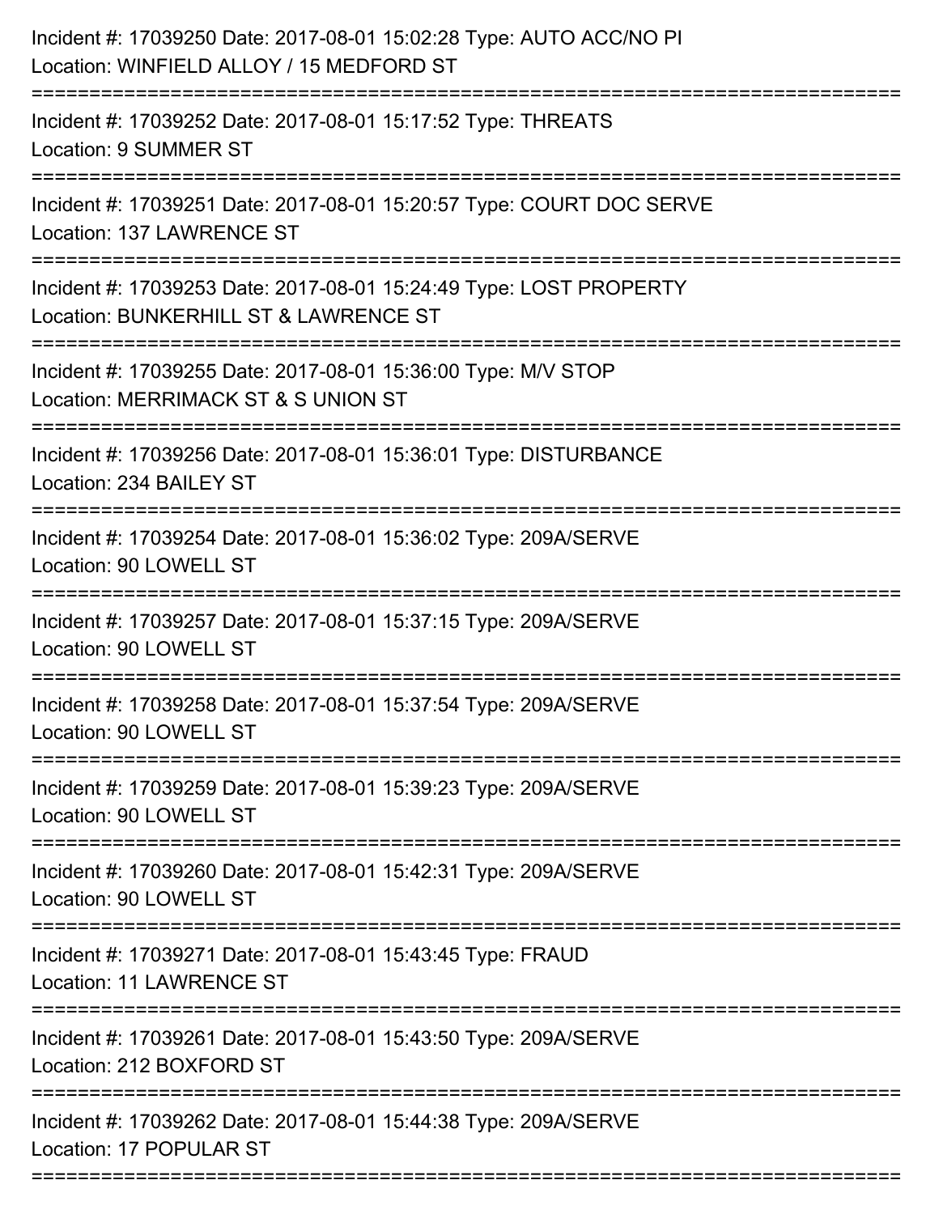Incident #: 17039250 Date: 2017-08-01 15:02:28 Type: AUTO ACC/NO PI
Location: WINFIELD ALLOY / 15 MEDFORD ST

===========================================================================

Incident #: 17039252 Date: 2017-08-01 15:17:52 Type: THREATS
Location: 9 SUMMER ST

===========================================================================

Incident #: 17039251 Date: 2017-08-01 15:20:57 Type: COURT DOC SERVE
Location: 137 LAWRENCE ST

===========================================================================

Incident #: 17039253 Date: 2017-08-01 15:24:49 Type: LOST PROPERTY
Location: BUNKERHILL ST & LAWRENCE ST

===========================================================================

Incident #: 17039255 Date: 2017-08-01 15:36:00 Type: M/V STOP
Location: MERRIMACK ST & S UNION ST

===========================================================================

Incident #: 17039256 Date: 2017-08-01 15:36:01 Type: DISTURBANCE
Location: 234 BAILEY ST

===========================================================================

Incident #: 17039254 Date: 2017-08-01 15:36:02 Type: 209A/SERVE
Location: 90 LOWELL ST

===========================================================================

Incident #: 17039257 Date: 2017-08-01 15:37:15 Type: 209A/SERVE
Location: 90 LOWELL ST

===========================================================================

Incident #: 17039258 Date: 2017-08-01 15:37:54 Type: 209A/SERVE
Location: 90 LOWELL ST

===========================================================================

Incident #: 17039259 Date: 2017-08-01 15:39:23 Type: 209A/SERVE
Location: 90 LOWELL ST

===========================================================================

Incident #: 17039260 Date: 2017-08-01 15:42:31 Type: 209A/SERVE
Location: 90 LOWELL ST

===========================================================================

Incident #: 17039271 Date: 2017-08-01 15:43:45 Type: FRAUD
Location: 11 LAWRENCE ST

===========================================================================

Incident #: 17039261 Date: 2017-08-01 15:43:50 Type: 209A/SERVE
Location: 212 BOXFORD ST

===========================================================================

Incident #: 17039262 Date: 2017-08-01 15:44:38 Type: 209A/SERVE
Location: 17 POPULAR ST

===========================================================================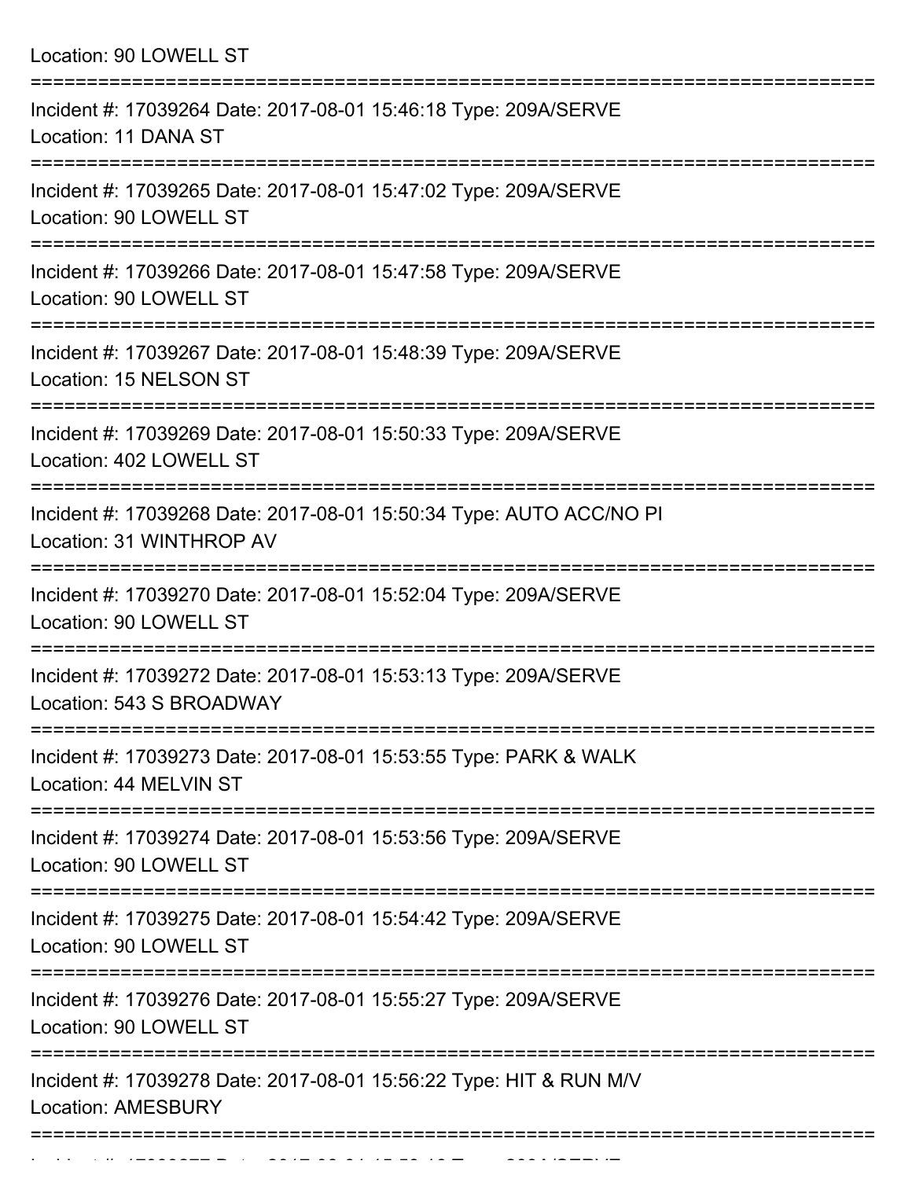Location: 90 LOWELL ST

===========================================================================

Incident #: 17039264 Date: 2017-08-01 15:46:18 Type: 209A/SERVE
Location: 11 DANA ST

===========================================================================

Incident #: 17039265 Date: 2017-08-01 15:47:02 Type: 209A/SERVE
Location: 90 LOWELL ST

===========================================================================

Incident #: 17039266 Date: 2017-08-01 15:47:58 Type: 209A/SERVE
Location: 90 LOWELL ST

===========================================================================

Incident #: 17039267 Date: 2017-08-01 15:48:39 Type: 209A/SERVE
Location: 15 NELSON ST

===========================================================================

Incident #: 17039269 Date: 2017-08-01 15:50:33 Type: 209A/SERVE
Location: 402 LOWELL ST

===========================================================================

Incident #: 17039268 Date: 2017-08-01 15:50:34 Type: AUTO ACC/NO PI
Location: 31 WINTHROP AV

===========================================================================

Incident #: 17039270 Date: 2017-08-01 15:52:04 Type: 209A/SERVE
Location: 90 LOWELL ST

===========================================================================

Incident #: 17039272 Date: 2017-08-01 15:53:13 Type: 209A/SERVE
Location: 543 S BROADWAY

===========================================================================

Incident #: 17039273 Date: 2017-08-01 15:53:55 Type: PARK & WALK
Location: 44 MELVIN ST

===========================================================================

Incident #: 17039274 Date: 2017-08-01 15:53:56 Type: 209A/SERVE
Location: 90 LOWELL ST

===========================================================================

Incident #: 17039275 Date: 2017-08-01 15:54:42 Type: 209A/SERVE
Location: 90 LOWELL ST

===========================================================================

Incident #: 17039276 Date: 2017-08-01 15:55:27 Type: 209A/SERVE
Location: 90 LOWELL ST

===========================================================================

Incident #: 17039278 Date: 2017-08-01 15:56:22 Type: HIT & RUN M/V
Location: AMESBURY

===========================================================================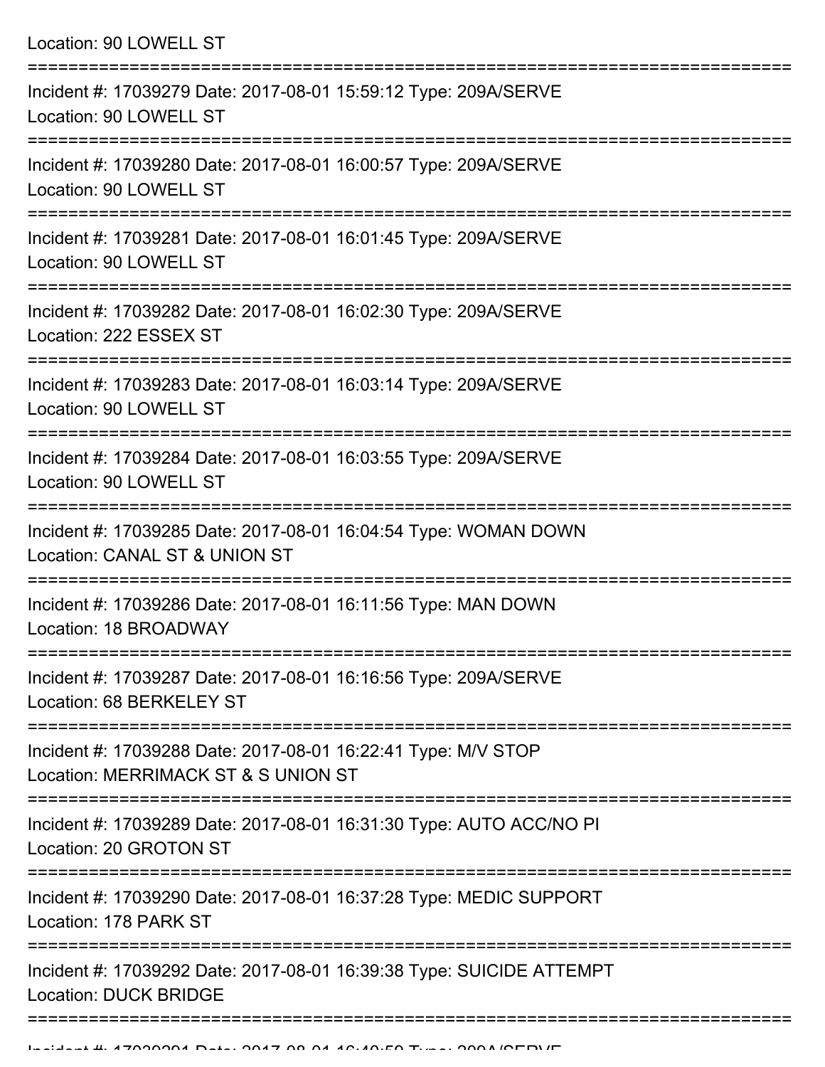Location: 90 LOWELL ST

===========================================================================

Incident #: 17039279 Date: 2017-08-01 15:59:12 Type: 209A/SERVE
Location: 90 LOWELL ST

===========================================================================

Incident #: 17039280 Date: 2017-08-01 16:00:57 Type: 209A/SERVE
Location: 90 LOWELL ST

===========================================================================

Incident #: 17039281 Date: 2017-08-01 16:01:45 Type: 209A/SERVE
Location: 90 LOWELL ST

===========================================================================

Incident #: 17039282 Date: 2017-08-01 16:02:30 Type: 209A/SERVE
Location: 222 ESSEX ST

===========================================================================

Incident #: 17039283 Date: 2017-08-01 16:03:14 Type: 209A/SERVE
Location: 90 LOWELL ST

===========================================================================

Incident #: 17039284 Date: 2017-08-01 16:03:55 Type: 209A/SERVE
Location: 90 LOWELL ST

===========================================================================

Incident #: 17039285 Date: 2017-08-01 16:04:54 Type: WOMAN DOWN
Location: CANAL ST & UNION ST

===========================================================================

Incident #: 17039286 Date: 2017-08-01 16:11:56 Type: MAN DOWN
Location: 18 BROADWAY

===========================================================================

Incident #: 17039287 Date: 2017-08-01 16:16:56 Type: 209A/SERVE
Location: 68 BERKELEY ST

===========================================================================

Incident #: 17039288 Date: 2017-08-01 16:22:41 Type: M/V STOP
Location: MERRIMACK ST & S UNION ST

===========================================================================

Incident #: 17039289 Date: 2017-08-01 16:31:30 Type: AUTO ACC/NO PI
Location: 20 GROTON ST

===========================================================================

Incident #: 17039290 Date: 2017-08-01 16:37:28 Type: MEDIC SUPPORT
Location: 178 PARK ST

===========================================================================

Incident #: 17039292 Date: 2017-08-01 16:39:38 Type: SUICIDE ATTEMPT
Location: DUCK BRIDGE

===========================================================================

Incident #: 17039291 Date: 2017-08-01 16:40:59 Type: 209A/SERVE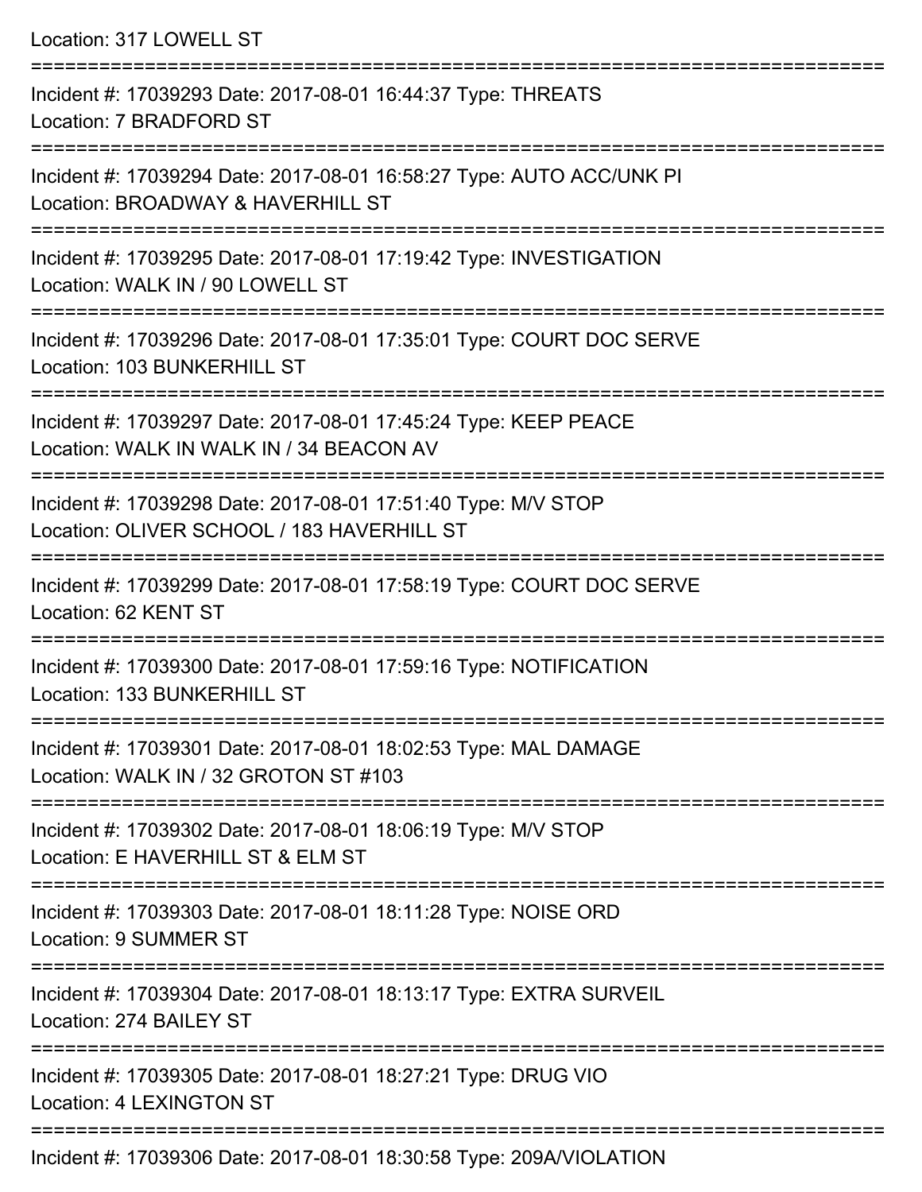Location: 317 LOWELL ST

===========================================================================

Incident #: 17039293 Date: 2017-08-01 16:44:37 Type: THREATS
Location: 7 BRADFORD ST

===========================================================================

Incident #: 17039294 Date: 2017-08-01 16:58:27 Type: AUTO ACC/UNK PI
Location: BROADWAY & HAVERHILL ST

===========================================================================

Incident #: 17039295 Date: 2017-08-01 17:19:42 Type: INVESTIGATION
Location: WALK IN / 90 LOWELL ST

===========================================================================

Incident #: 17039296 Date: 2017-08-01 17:35:01 Type: COURT DOC SERVE
Location: 103 BUNKERHILL ST

===========================================================================

Incident #: 17039297 Date: 2017-08-01 17:45:24 Type: KEEP PEACE
Location: WALK IN WALK IN / 34 BEACON AV

===========================================================================

Incident #: 17039298 Date: 2017-08-01 17:51:40 Type: M/V STOP
Location: OLIVER SCHOOL / 183 HAVERHILL ST

===========================================================================

Incident #: 17039299 Date: 2017-08-01 17:58:19 Type: COURT DOC SERVE
Location: 62 KENT ST

===========================================================================

Incident #: 17039300 Date: 2017-08-01 17:59:16 Type: NOTIFICATION
Location: 133 BUNKERHILL ST

===========================================================================

Incident #: 17039301 Date: 2017-08-01 18:02:53 Type: MAL DAMAGE
Location: WALK IN / 32 GROTON ST #103

===========================================================================

Incident #: 17039302 Date: 2017-08-01 18:06:19 Type: M/V STOP
Location: E HAVERHILL ST & ELM ST

===========================================================================

Incident #: 17039303 Date: 2017-08-01 18:11:28 Type: NOISE ORD
Location: 9 SUMMER ST

===========================================================================

Incident #: 17039304 Date: 2017-08-01 18:13:17 Type: EXTRA SURVEIL
Location: 274 BAILEY ST

===========================================================================

Incident #: 17039305 Date: 2017-08-01 18:27:21 Type: DRUG VIO
Location: 4 LEXINGTON ST

===========================================================================

Incident #: 17039306 Date: 2017-08-01 18:30:58 Type: 209A/VIOLATION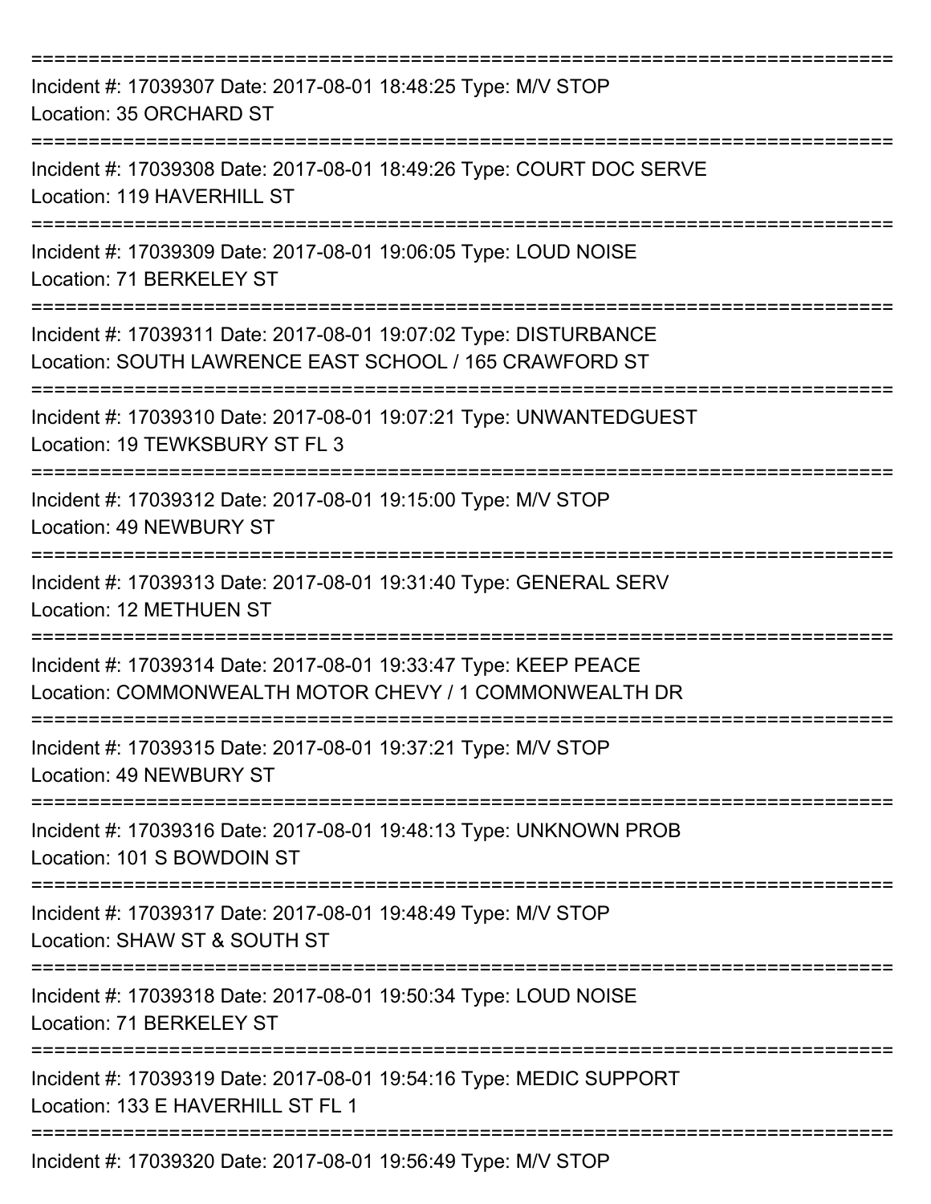===========================================================================
Incident #: 17039307 Date: 2017-08-01 18:48:25 Type: M/V STOP
Location: 35 ORCHARD ST
===========================================================================
Incident #: 17039308 Date: 2017-08-01 18:49:26 Type: COURT DOC SERVE
Location: 119 HAVERHILL ST
===========================================================================
Incident #: 17039309 Date: 2017-08-01 19:06:05 Type: LOUD NOISE
Location: 71 BERKELEY ST
===========================================================================
Incident #: 17039311 Date: 2017-08-01 19:07:02 Type: DISTURBANCE
Location: SOUTH LAWRENCE EAST SCHOOL / 165 CRAWFORD ST
===========================================================================
Incident #: 17039310 Date: 2017-08-01 19:07:21 Type: UNWANTEDGUEST
Location: 19 TEWKSBURY ST FL 3
===========================================================================
Incident #: 17039312 Date: 2017-08-01 19:15:00 Type: M/V STOP
Location: 49 NEWBURY ST
===========================================================================
Incident #: 17039313 Date: 2017-08-01 19:31:40 Type: GENERAL SERV
Location: 12 METHUEN ST
===========================================================================
Incident #: 17039314 Date: 2017-08-01 19:33:47 Type: KEEP PEACE
Location: COMMONWEALTH MOTOR CHEVY / 1 COMMONWEALTH DR
===========================================================================
Incident #: 17039315 Date: 2017-08-01 19:37:21 Type: M/V STOP
Location: 49 NEWBURY ST
===========================================================================
Incident #: 17039316 Date: 2017-08-01 19:48:13 Type: UNKNOWN PROB
Location: 101 S BOWDOIN ST
===========================================================================
Incident #: 17039317 Date: 2017-08-01 19:48:49 Type: M/V STOP
Location: SHAW ST & SOUTH ST
===========================================================================
Incident #: 17039318 Date: 2017-08-01 19:50:34 Type: LOUD NOISE
Location: 71 BERKELEY ST
===========================================================================
Incident #: 17039319 Date: 2017-08-01 19:54:16 Type: MEDIC SUPPORT
Location: 133 E HAVERHILL ST FL 1
===========================================================================
Incident #: 17039320 Date: 2017-08-01 19:56:49 Type: M/V STOP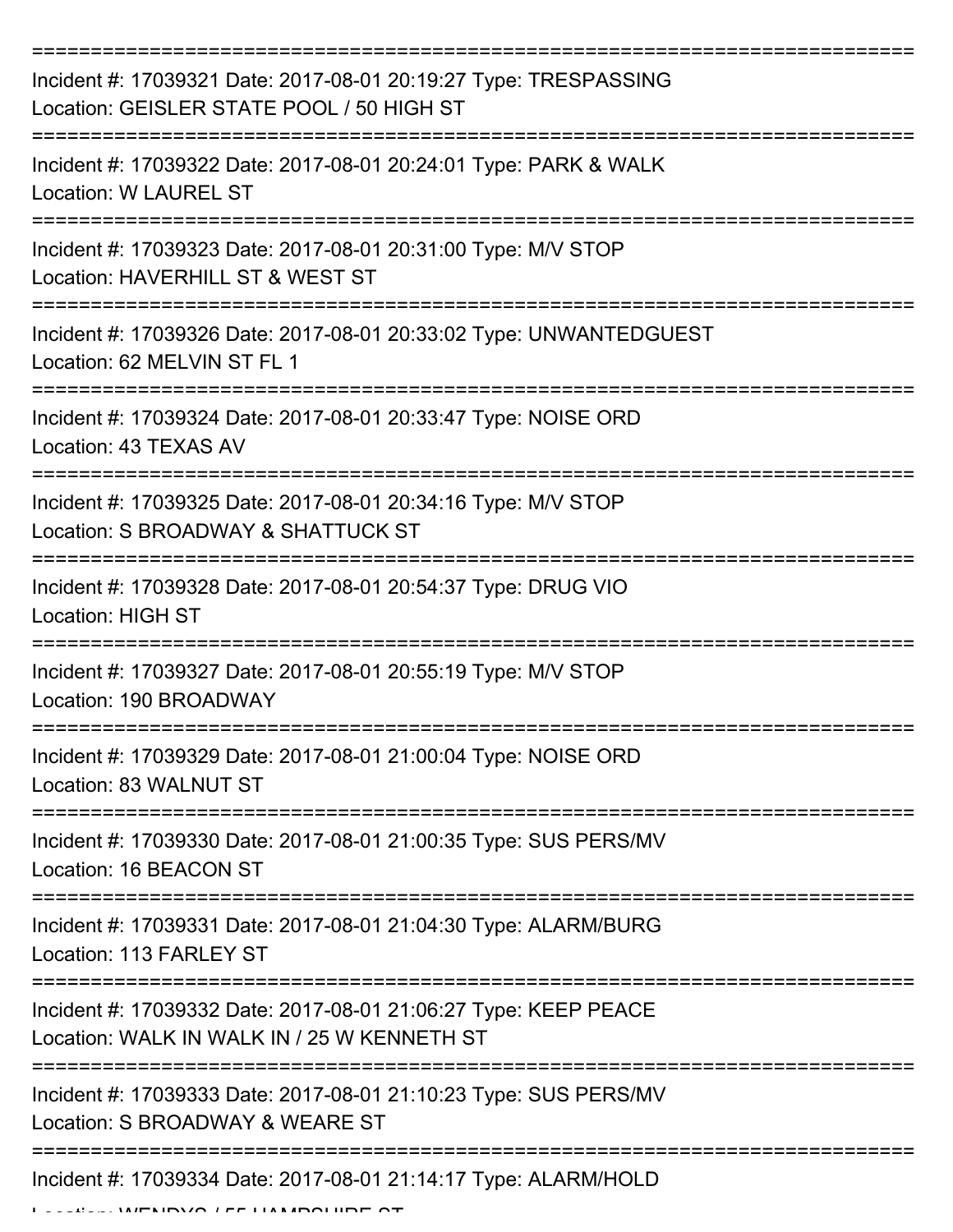===========================================================================

Incident #: 17039321 Date: 2017-08-01 20:19:27 Type: TRESPASSING
Location: GEISLER STATE POOL / 50 HIGH ST

===========================================================================

Incident #: 17039322 Date: 2017-08-01 20:24:01 Type: PARK & WALK
Location: W LAUREL ST

===========================================================================

Incident #: 17039323 Date: 2017-08-01 20:31:00 Type: M/V STOP
Location: HAVERHILL ST & WEST ST

===========================================================================

Incident #: 17039326 Date: 2017-08-01 20:33:02 Type: UNWANTEDGUEST
Location: 62 MELVIN ST FL 1

===========================================================================

Incident #: 17039324 Date: 2017-08-01 20:33:47 Type: NOISE ORD
Location: 43 TEXAS AV

===========================================================================

Incident #: 17039325 Date: 2017-08-01 20:34:16 Type: M/V STOP
Location: S BROADWAY & SHATTUCK ST

===========================================================================

Incident #: 17039328 Date: 2017-08-01 20:54:37 Type: DRUG VIO
Location: HIGH ST

===========================================================================

Incident #: 17039327 Date: 2017-08-01 20:55:19 Type: M/V STOP
Location: 190 BROADWAY

===========================================================================

Incident #: 17039329 Date: 2017-08-01 21:00:04 Type: NOISE ORD
Location: 83 WALNUT ST

===========================================================================

Incident #: 17039330 Date: 2017-08-01 21:00:35 Type: SUS PERS/MV
Location: 16 BEACON ST

===========================================================================

Incident #: 17039331 Date: 2017-08-01 21:04:30 Type: ALARM/BURG
Location: 113 FARLEY ST

===========================================================================

Incident #: 17039332 Date: 2017-08-01 21:06:27 Type: KEEP PEACE
Location: WALK IN WALK IN / 25 W KENNETH ST

===========================================================================

Incident #: 17039333 Date: 2017-08-01 21:10:23 Type: SUS PERS/MV
Location: S BROADWAY & WEARE ST

===========================================================================

Incident #: 17039334 Date: 2017-08-01 21:14:17 Type: ALARM/HOLD
Location: WENDYS / 55 HAMPSHIRE ST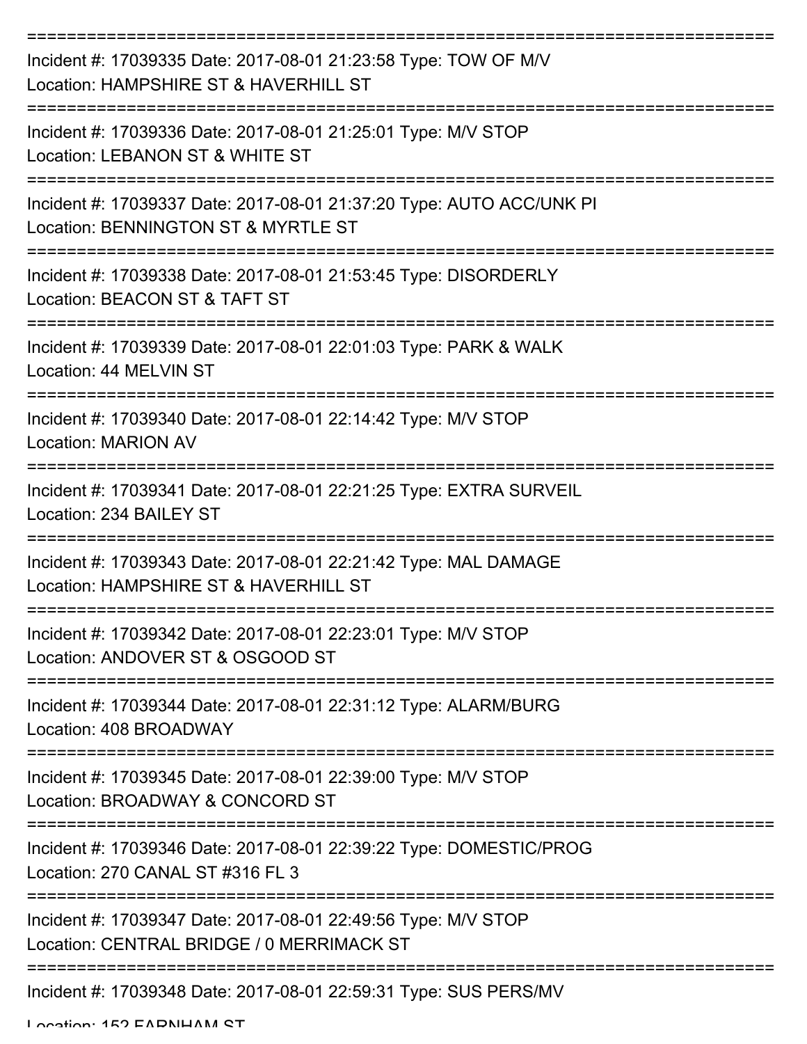===========================================================================

Incident #: 17039335 Date: 2017-08-01 21:23:58 Type: TOW OF M/V
Location: HAMPSHIRE ST & HAVERHILL ST

===========================================================================

Incident #: 17039336 Date: 2017-08-01 21:25:01 Type: M/V STOP
Location: LEBANON ST & WHITE ST

===========================================================================

Incident #: 17039337 Date: 2017-08-01 21:37:20 Type: AUTO ACC/UNK PI
Location: BENNINGTON ST & MYRTLE ST

===========================================================================

Incident #: 17039338 Date: 2017-08-01 21:53:45 Type: DISORDERLY
Location: BEACON ST & TAFT ST

===========================================================================

Incident #: 17039339 Date: 2017-08-01 22:01:03 Type: PARK & WALK
Location: 44 MELVIN ST

===========================================================================

Incident #: 17039340 Date: 2017-08-01 22:14:42 Type: M/V STOP
Location: MARION AV

===========================================================================

Incident #: 17039341 Date: 2017-08-01 22:21:25 Type: EXTRA SURVEIL
Location: 234 BAILEY ST

===========================================================================

Incident #: 17039343 Date: 2017-08-01 22:21:42 Type: MAL DAMAGE
Location: HAMPSHIRE ST & HAVERHILL ST

===========================================================================

Incident #: 17039342 Date: 2017-08-01 22:23:01 Type: M/V STOP
Location: ANDOVER ST & OSGOOD ST

===========================================================================

Incident #: 17039344 Date: 2017-08-01 22:31:12 Type: ALARM/BURG
Location: 408 BROADWAY

===========================================================================

Incident #: 17039345 Date: 2017-08-01 22:39:00 Type: M/V STOP
Location: BROADWAY & CONCORD ST

===========================================================================

Incident #: 17039346 Date: 2017-08-01 22:39:22 Type: DOMESTIC/PROG
Location: 270 CANAL ST #316 FL 3

===========================================================================

Incident #: 17039347 Date: 2017-08-01 22:49:56 Type: M/V STOP
Location: CENTRAL BRIDGE / 0 MERRIMACK ST

===========================================================================

Incident #: 17039348 Date: 2017-08-01 22:59:31 Type: SUS PERS/MV
Location: 152 FARNHAM ST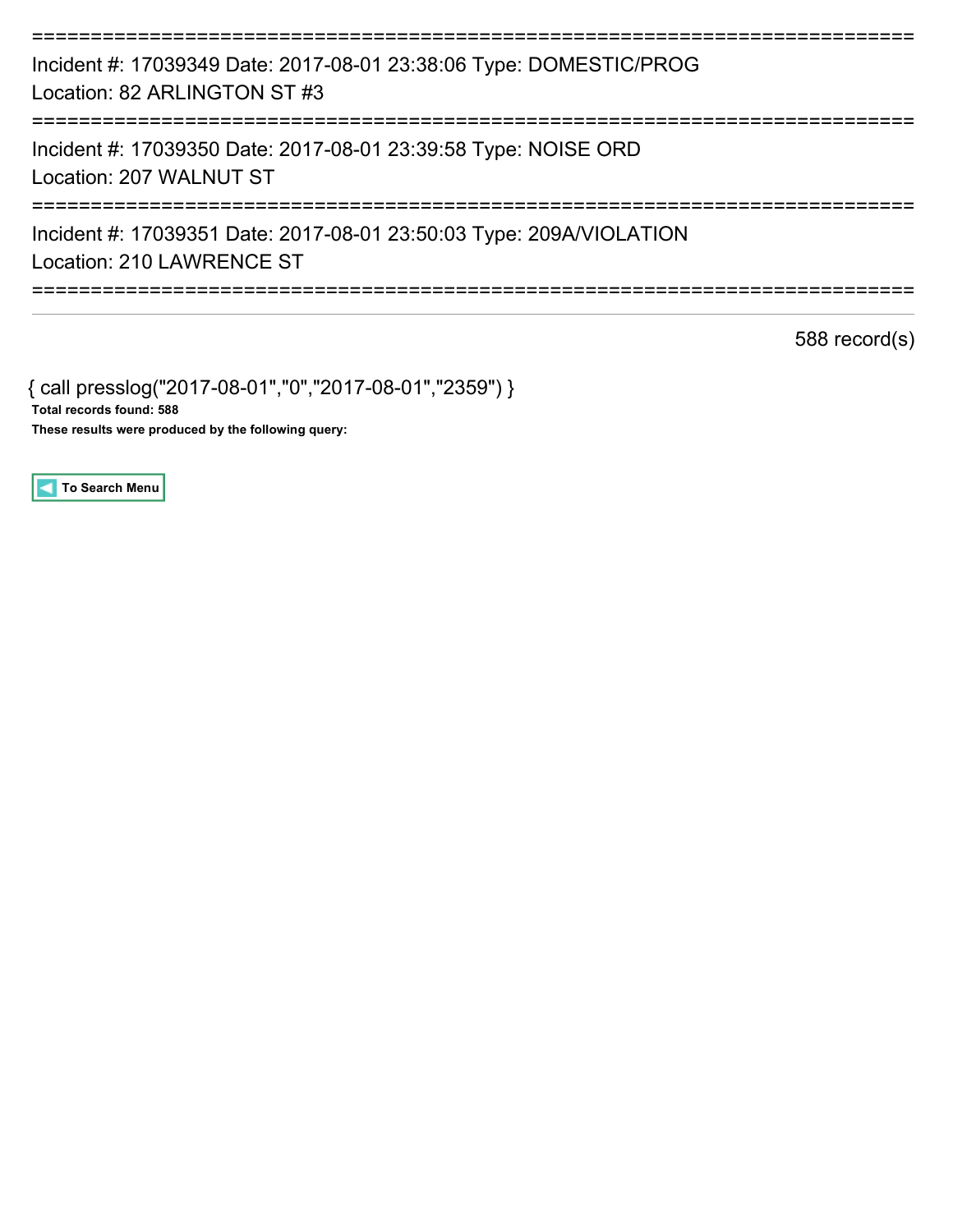===========================================================================

Incident #: 17039349 Date: 2017-08-01 23:38:06 Type: DOMESTIC/PROG
Location: 82 ARLINGTON ST #3

===========================================================================

Incident #: 17039350 Date: 2017-08-01 23:39:58 Type: NOISE ORD
Location: 207 WALNUT ST

===========================================================================

Incident #: 17039351 Date: 2017-08-01 23:50:03 Type: 209A/VIOLATION
Location: 210 LAWRENCE ST

===========================================================================

588 record(s)

{ call presslog("2017-08-01","0","2017-08-01","2359") }

**Total records found: 588**

**These results were produced by the following query:**

**To Search Menu**